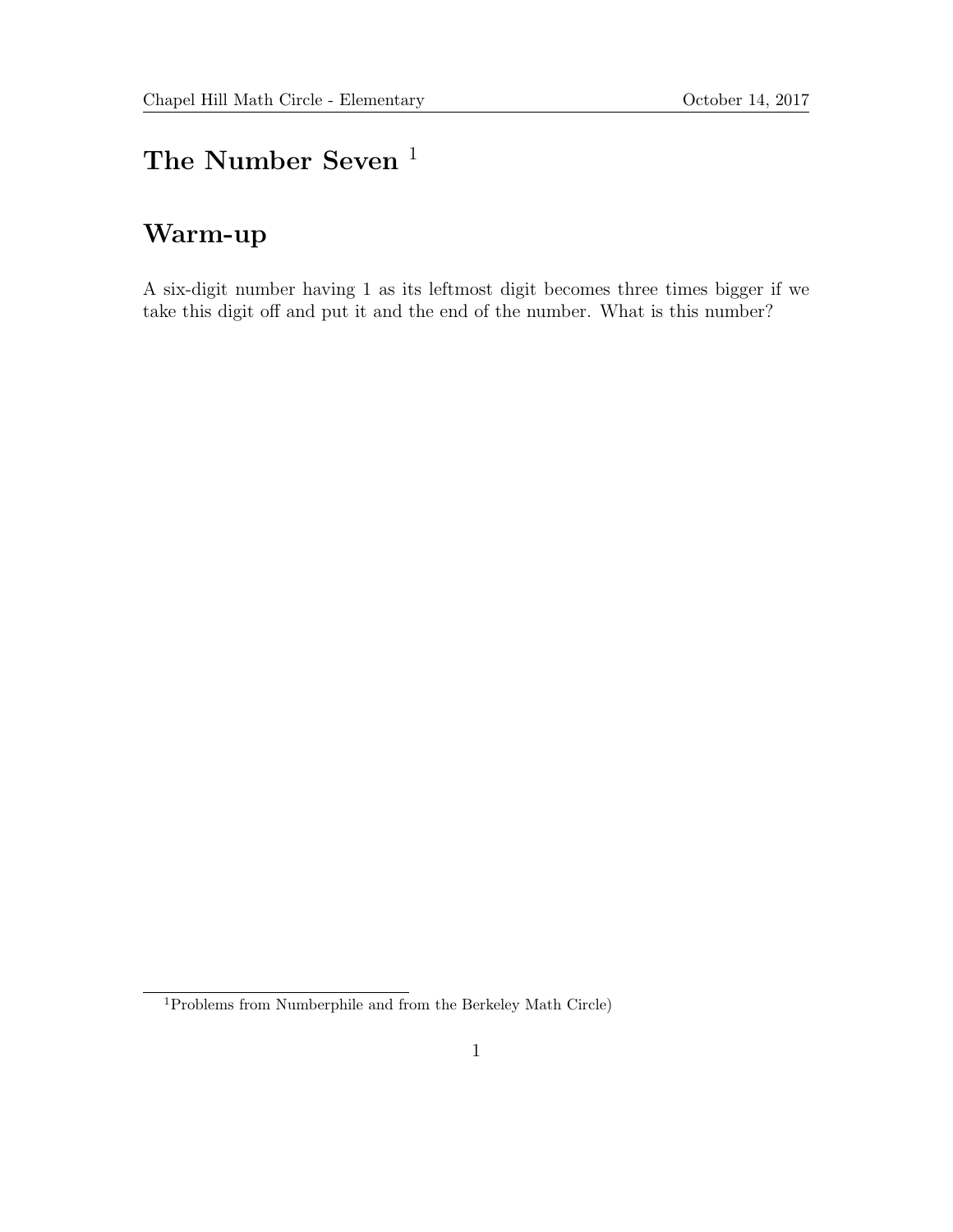# The Number Seven [1]

## Warm-up

A six-digit number having 1 as its leftmost digit becomes three times bigger if we take this digit off and put it and the end of the number. What is this number?

[1] Problems from Numberphile and from the Berkeley Math Circle)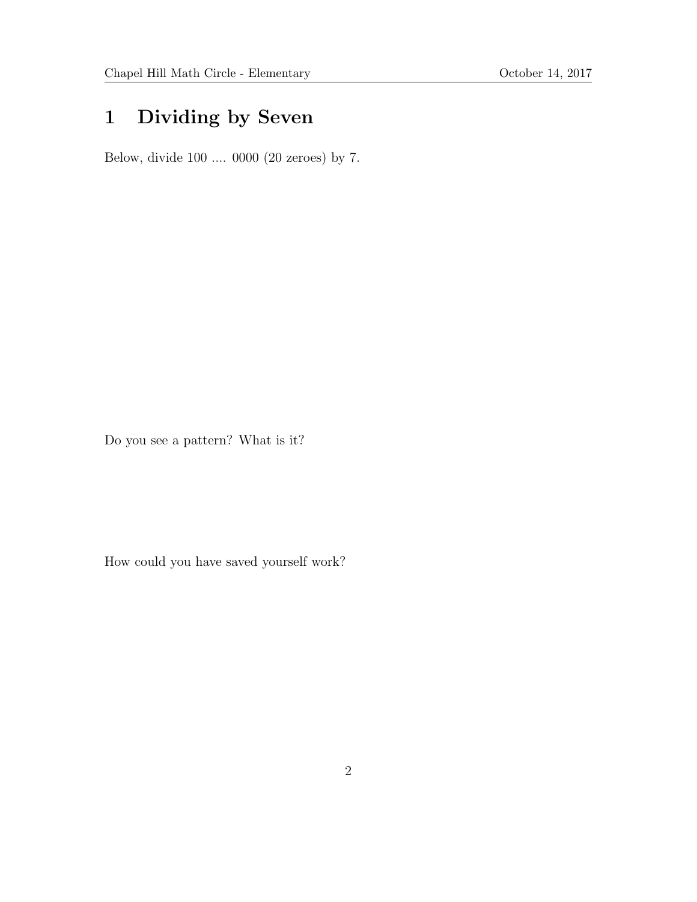# 1 Dividing by Seven

Below, divide 100 .... 0000 (20 zeroes) by 7.

Do you see a pattern? What is it?

How could you have saved yourself work?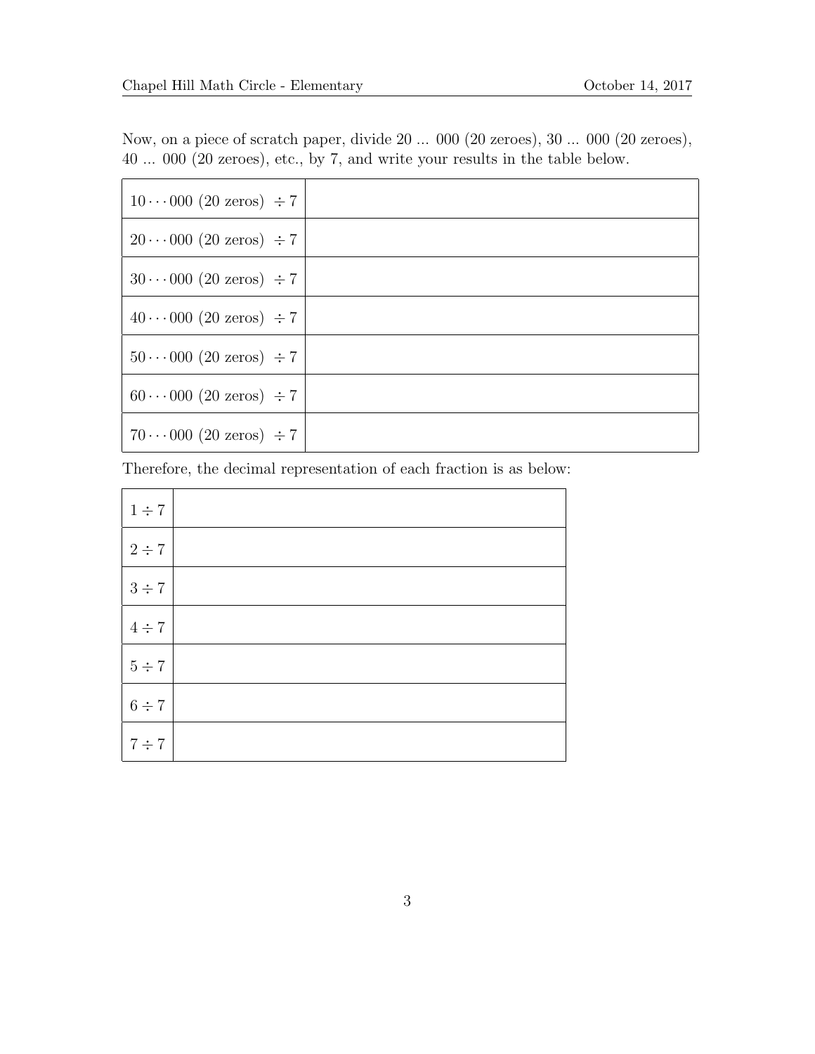Now, on a piece of scratch paper, divide 20 ... 000 (20 zeroes), 30 ... 000 (20 zeroes), 40 ... 000 (20 zeroes), etc., by 7, and write your results in the table below.

| | |
|---|---|
| $10\cdots000$ (20 zeros) $\div 7$ | |
| $20\cdots000$ (20 zeros) $\div 7$ | |
| $30\cdots000$ (20 zeros) $\div 7$ | |
| $40\cdots000$ (20 zeros) $\div 7$ | |
| $50\cdots000$ (20 zeros) $\div 7$ | |
| $60\cdots000$ (20 zeros) $\div 7$ | |
| $70\cdots000$ (20 zeros) $\div 7$ | |

Therefore, the decimal representation of each fraction is as below:

| | |
|---|---|
| $1 \div 7$ | |
| $2 \div 7$ | |
| $3 \div 7$ | |
| $4 \div 7$ | |
| $5 \div 7$ | |
| $6 \div 7$ | |
| $7 \div 7$ | |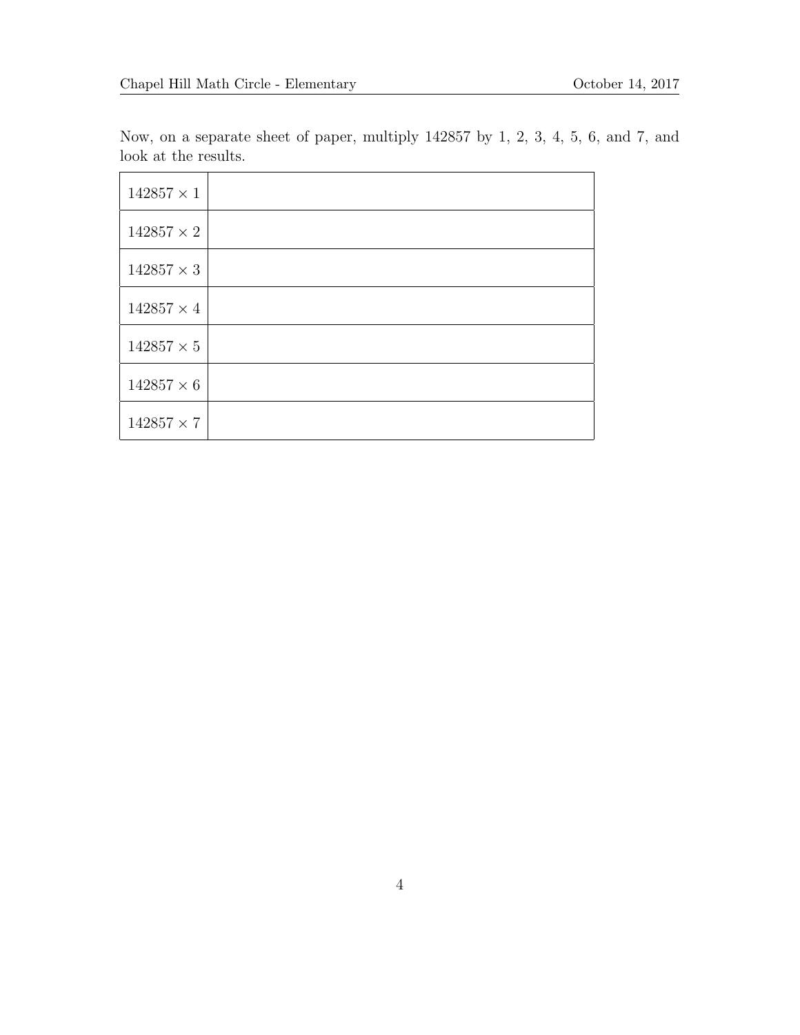Now, on a separate sheet of paper, multiply 142857 by 1, 2, 3, 4, 5, 6, and 7, and look at the results.

| | |
|---|---|
| $142857 \times 1$ | |
| $142857 \times 2$ | |
| $142857 \times 3$ | |
| $142857 \times 4$ | |
| $142857 \times 5$ | |
| $142857 \times 6$ | |
| $142857 \times 7$ | |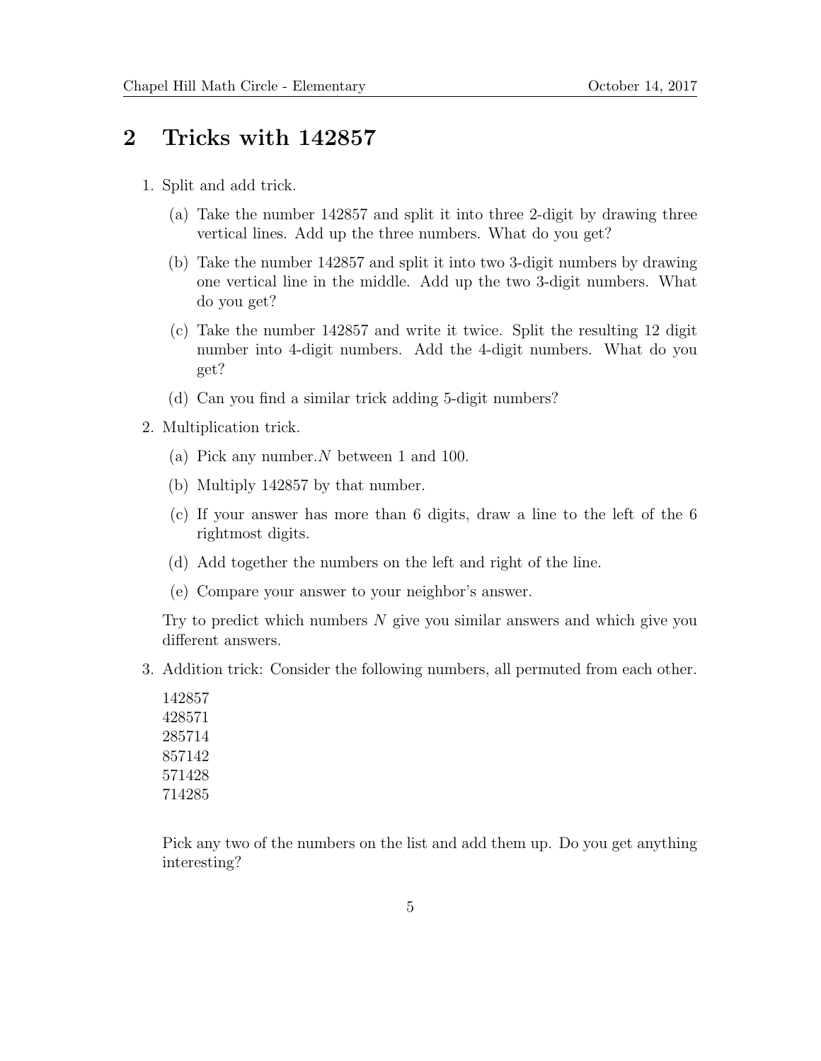## 2 Tricks with 142857

1. Split and add trick.

   (a) Take the number 142857 and split it into three 2-digit by drawing three vertical lines. Add up the three numbers. What do you get?

   (b) Take the number 142857 and split it into two 3-digit numbers by drawing one vertical line in the middle. Add up the two 3-digit numbers. What do you get?

   (c) Take the number 142857 and write it twice. Split the resulting 12 digit number into 4-digit numbers. Add the 4-digit numbers. What do you get?

   (d) Can you find a similar trick adding 5-digit numbers?

2. Multiplication trick.

   (a) Pick any number.$N$ between 1 and 100.

   (b) Multiply 142857 by that number.

   (c) If your answer has more than 6 digits, draw a line to the left of the 6 rightmost digits.

   (d) Add together the numbers on the left and right of the line.

   (e) Compare your answer to your neighbor's answer.

   Try to predict which numbers $N$ give you similar answers and which give you different answers.

3. Addition trick: Consider the following numbers, all permuted from each other.

   142857  
   428571  
   285714  
   857142  
   571428  
   714285

   Pick any two of the numbers on the list and add them up. Do you get anything interesting?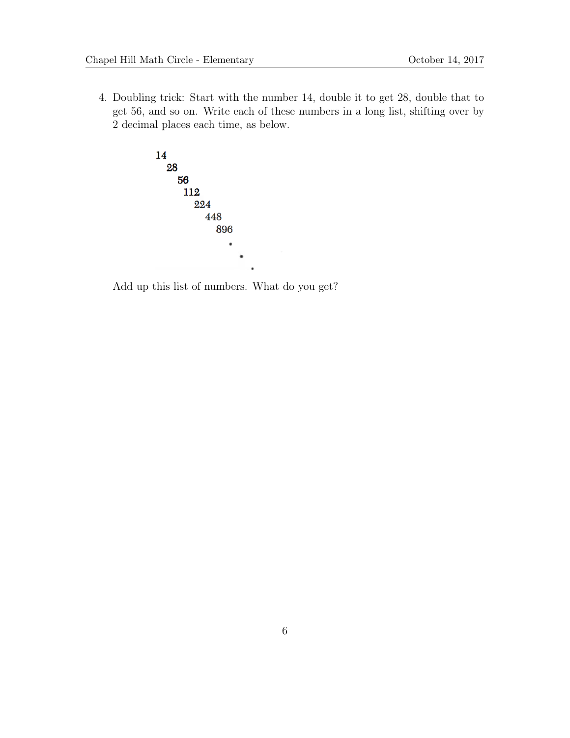4. Doubling trick: Start with the number 14, double it to get 28, double that to get 56, and so on. Write each of these numbers in a long list, shifting over by 2 decimal places each time, as below.

```
14
  28
    56
     112
       224
         448
           896
             .
               .
                 .
```

   Add up this list of numbers. What do you get?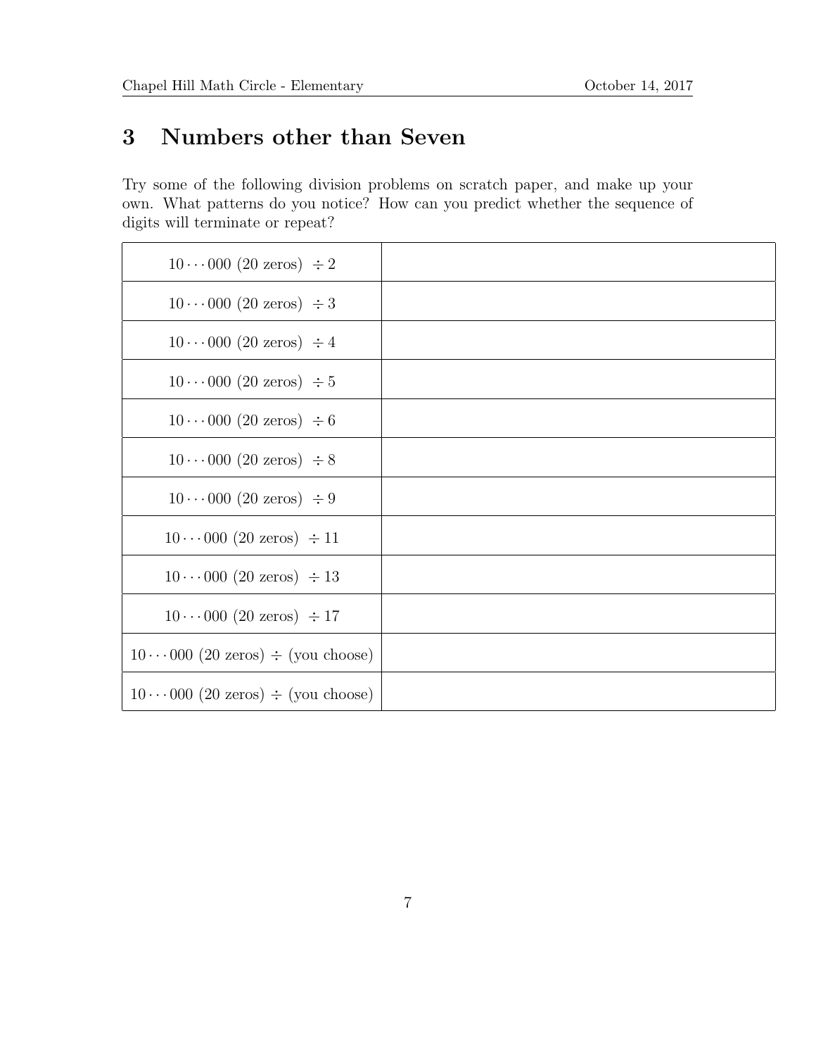## 3 Numbers other than Seven

Try some of the following division problems on scratch paper, and make up your own. What patterns do you notice? How can you predict whether the sequence of digits will terminate or repeat?

| | |
|---|---|
| $10\cdots000$ (20 zeros) $\div 2$ | |
| $10\cdots000$ (20 zeros) $\div 3$ | |
| $10\cdots000$ (20 zeros) $\div 4$ | |
| $10\cdots000$ (20 zeros) $\div 5$ | |
| $10\cdots000$ (20 zeros) $\div 6$ | |
| $10\cdots000$ (20 zeros) $\div 8$ | |
| $10\cdots000$ (20 zeros) $\div 9$ | |
| $10\cdots000$ (20 zeros) $\div 11$ | |
| $10\cdots000$ (20 zeros) $\div 13$ | |
| $10\cdots000$ (20 zeros) $\div 17$ | |
| $10\cdots000$ (20 zeros) $\div$ (you choose) | |
| $10\cdots000$ (20 zeros) $\div$ (you choose) | |